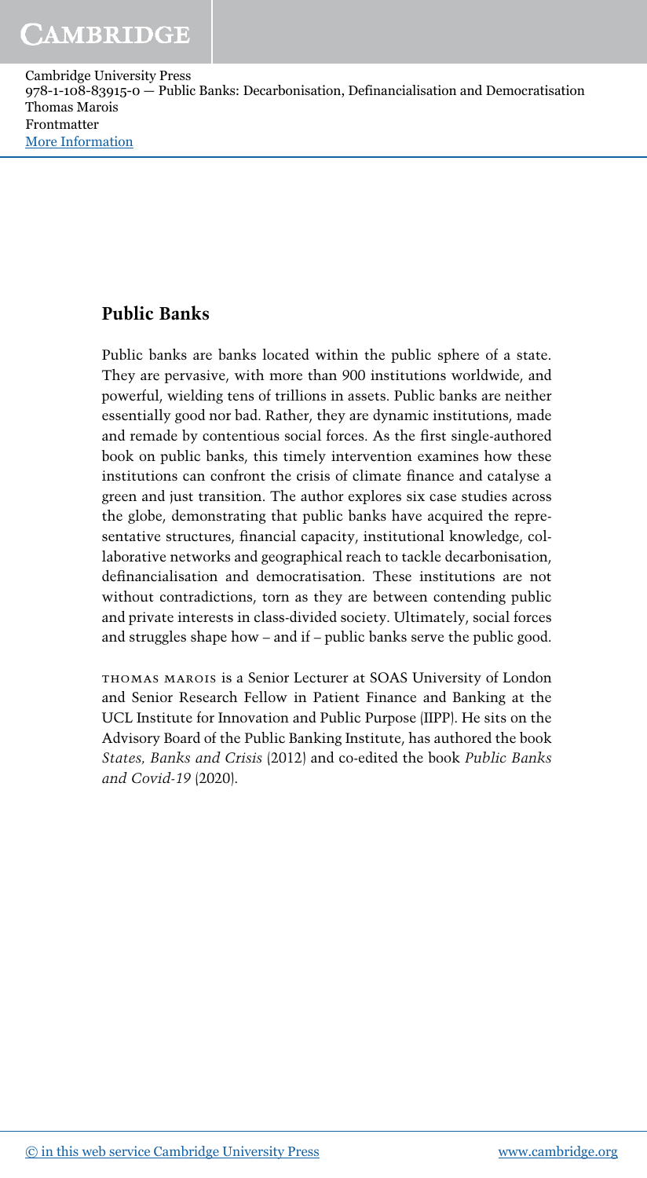## Public Banks

Public banks are banks located within the public sphere of a state. They are pervasive, with more than 900 institutions worldwide, and powerful, wielding tens of trillions in assets. Public banks are neither essentially good nor bad. Rather, they are dynamic institutions, made and remade by contentious social forces. As the first single-authored book on public banks, this timely intervention examines how these institutions can confront the crisis of climate finance and catalyse a green and just transition. The author explores six case studies across the globe, demonstrating that public banks have acquired the representative structures, financial capacity, institutional knowledge, collaborative networks and geographical reach to tackle decarbonisation, definancialisation and democratisation. These institutions are not without contradictions, torn as they are between contending public and private interests in class-divided society. Ultimately, social forces and struggles shape how – and if – public banks serve the public good.

THOMAS MAROIS is a Senior Lecturer at SOAS University of London and Senior Research Fellow in Patient Finance and Banking at the UCL Institute for Innovation and Public Purpose (IIPP). He sits on the Advisory Board of the Public Banking Institute, has authored the book *States, Banks and Crisis* (2012) and co-edited the book *Public Banks and Covid-19* (2020).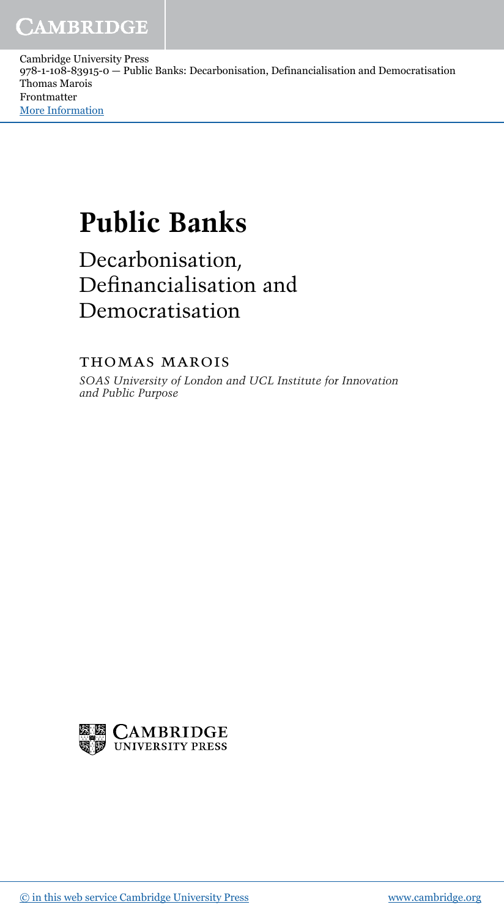# Public Banks

## Decarbonisation, Definancialisation and Democratisation

THOMAS MAROIS

*SOAS University of London and UCL Institute for Innovation and Public Purpose*

CAMBRIDGE UNIVERSITY PRESS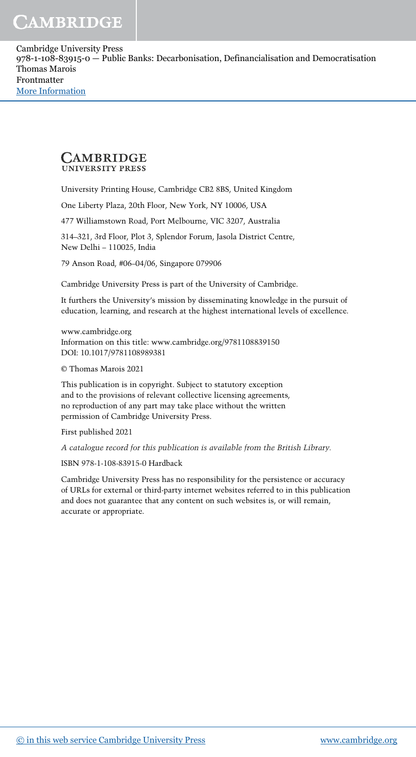**CAMBRIDGE**
UNIVERSITY PRESS

University Printing House, Cambridge CB2 8BS, United Kingdom

One Liberty Plaza, 20th Floor, New York, NY 10006, USA

477 Williamstown Road, Port Melbourne, VIC 3207, Australia

314–321, 3rd Floor, Plot 3, Splendor Forum, Jasola District Centre, New Delhi – 110025, India

79 Anson Road, #06–04/06, Singapore 079906

Cambridge University Press is part of the University of Cambridge.

It furthers the University's mission by disseminating knowledge in the pursuit of education, learning, and research at the highest international levels of excellence.

www.cambridge.org
Information on this title: www.cambridge.org/9781108839150
DOI: 10.1017/9781108989381

© Thomas Marois 2021

This publication is in copyright. Subject to statutory exception and to the provisions of relevant collective licensing agreements, no reproduction of any part may take place without the written permission of Cambridge University Press.

First published 2021

*A catalogue record for this publication is available from the British Library.*

ISBN 978-1-108-83915-0 Hardback

Cambridge University Press has no responsibility for the persistence or accuracy of URLs for external or third-party internet websites referred to in this publication and does not guarantee that any content on such websites is, or will remain, accurate or appropriate.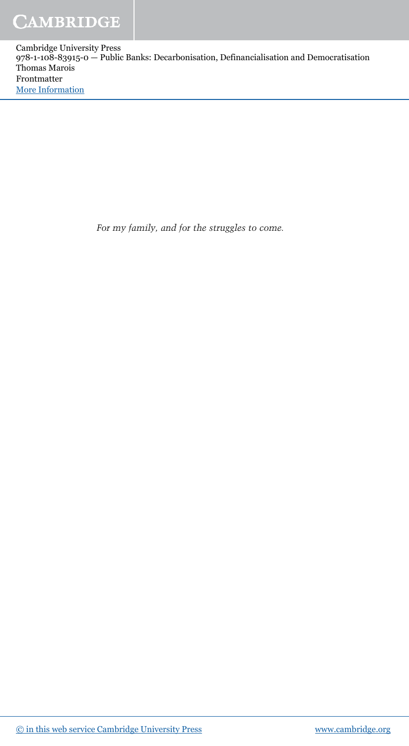*For my family, and for the struggles to come.*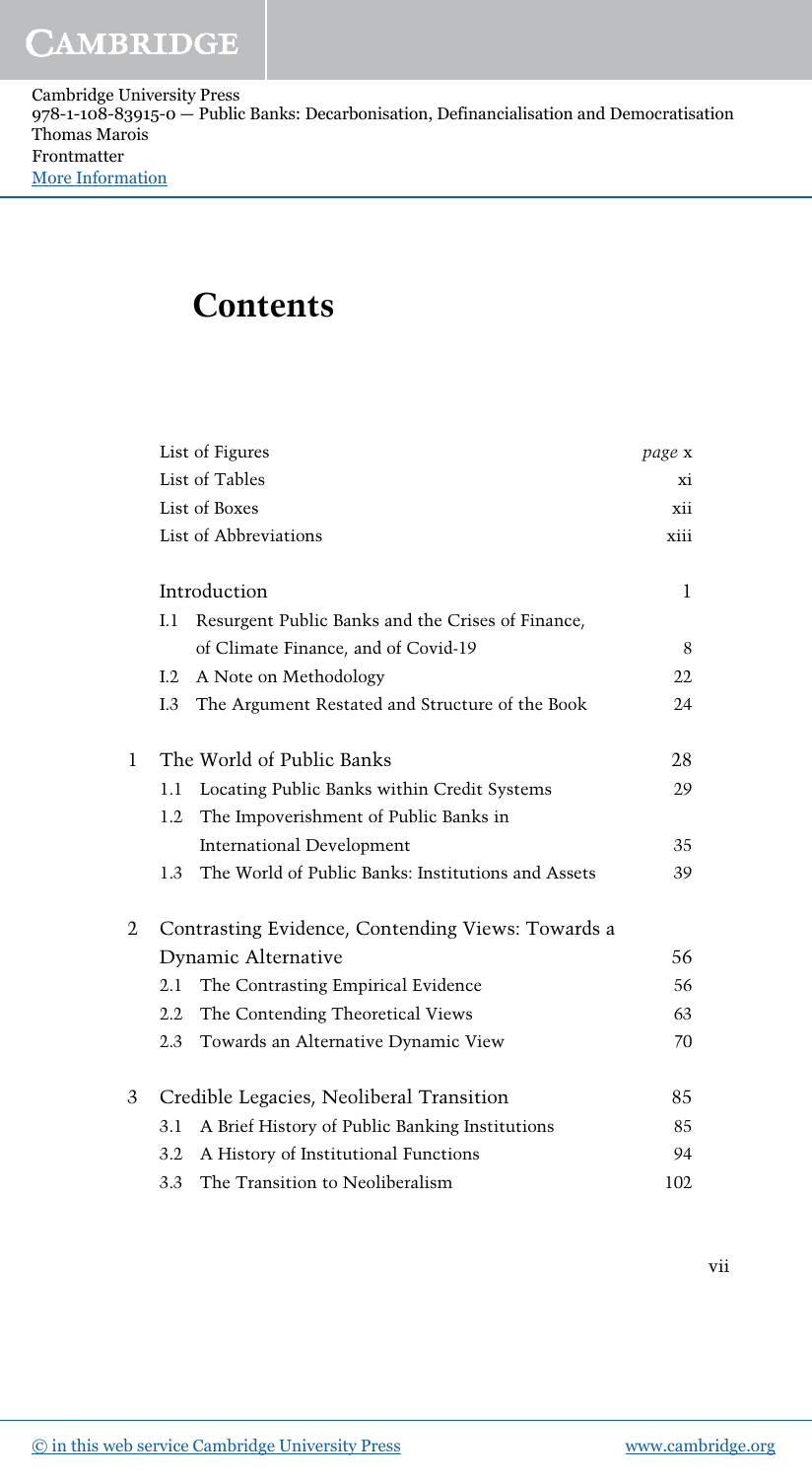# Contents

| | | |
|---|---|---|
| List of Figures | | *page* x |
| List of Tables | | xi |
| List of Boxes | | xii |
| List of Abbreviations | | xiii |
| | **Introduction** | 1 |
| I.1 | Resurgent Public Banks and the Crises of Finance, of Climate Finance, and of Covid-19 | 8 |
| I.2 | A Note on Methodology | 22 |
| I.3 | The Argument Restated and Structure of the Book | 24 |
| **1** | **The World of Public Banks** | 28 |
| 1.1 | Locating Public Banks within Credit Systems | 29 |
| 1.2 | The Impoverishment of Public Banks in International Development | 35 |
| 1.3 | The World of Public Banks: Institutions and Assets | 39 |
| **2** | **Contrasting Evidence, Contending Views: Towards a Dynamic Alternative** | 56 |
| 2.1 | The Contrasting Empirical Evidence | 56 |
| 2.2 | The Contending Theoretical Views | 63 |
| 2.3 | Towards an Alternative Dynamic View | 70 |
| **3** | **Credible Legacies, Neoliberal Transition** | 85 |
| 3.1 | A Brief History of Public Banking Institutions | 85 |
| 3.2 | A History of Institutional Functions | 94 |
| 3.3 | The Transition to Neoliberalism | 102 |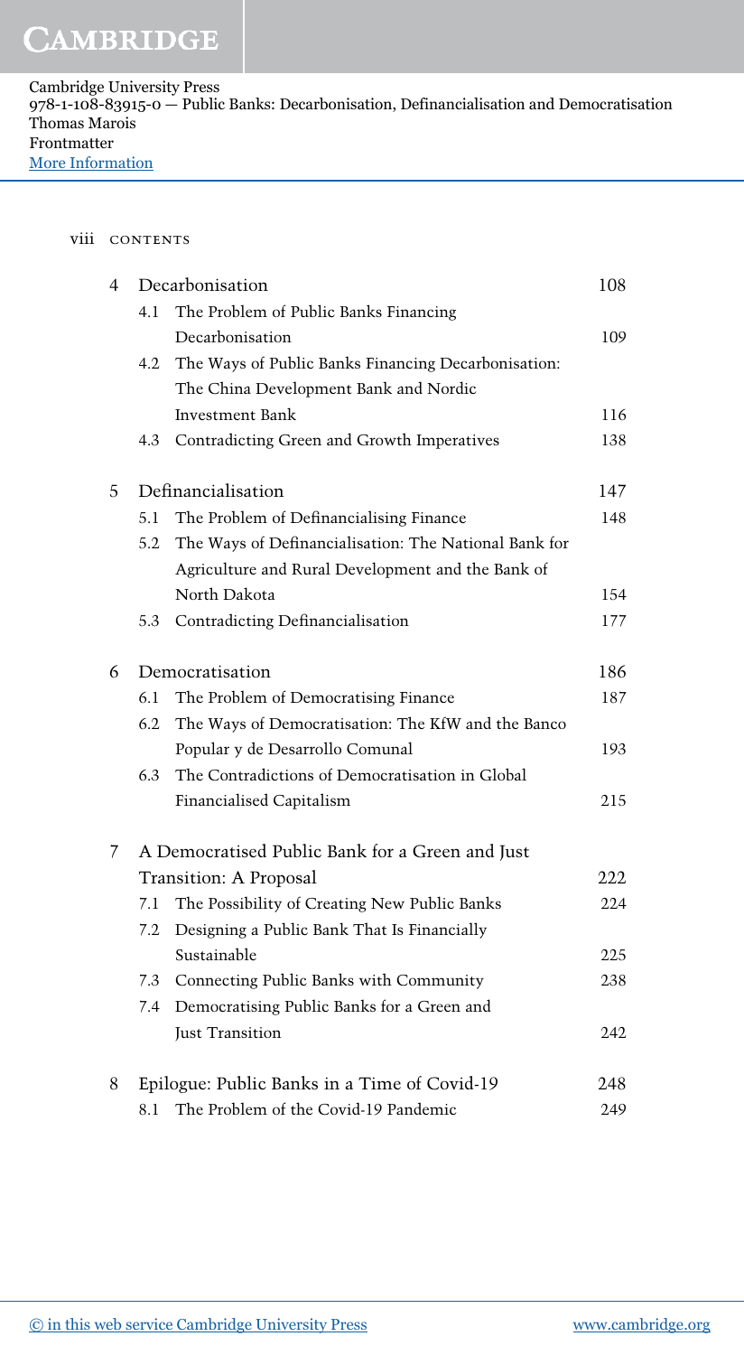| | | | |
|---|---|---|---|
| 4 | | Decarbonisation | 108 |
| | 4.1 | The Problem of Public Banks Financing Decarbonisation | 109 |
| | 4.2 | The Ways of Public Banks Financing Decarbonisation: The China Development Bank and Nordic Investment Bank | 116 |
| | 4.3 | Contradicting Green and Growth Imperatives | 138 |
| 5 | | Definancialisation | 147 |
| | 5.1 | The Problem of Definancialising Finance | 148 |
| | 5.2 | The Ways of Definancialisation: The National Bank for Agriculture and Rural Development and the Bank of North Dakota | 154 |
| | 5.3 | Contradicting Definancialisation | 177 |
| 6 | | Democratisation | 186 |
| | 6.1 | The Problem of Democratising Finance | 187 |
| | 6.2 | The Ways of Democratisation: The KfW and the Banco Popular y de Desarrollo Comunal | 193 |
| | 6.3 | The Contradictions of Democratisation in Global Financialised Capitalism | 215 |
| 7 | | A Democratised Public Bank for a Green and Just Transition: A Proposal | 222 |
| | 7.1 | The Possibility of Creating New Public Banks | 224 |
| | 7.2 | Designing a Public Bank That Is Financially Sustainable | 225 |
| | 7.3 | Connecting Public Banks with Community | 238 |
| | 7.4 | Democratising Public Banks for a Green and Just Transition | 242 |
| 8 | | Epilogue: Public Banks in a Time of Covid-19 | 248 |
| | 8.1 | The Problem of the Covid-19 Pandemic | 249 |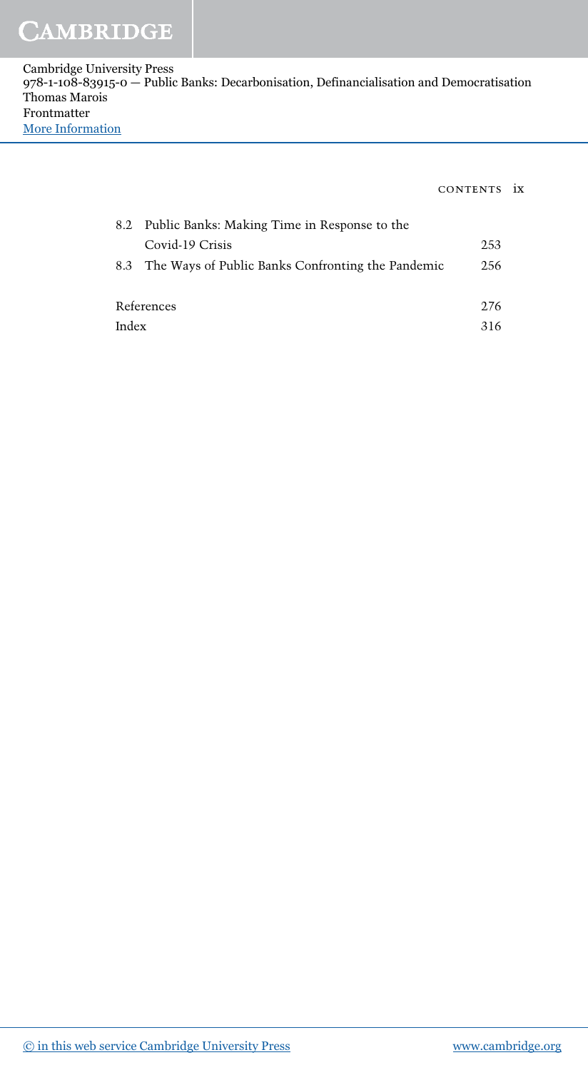| | | |
|---|---|---|
| 8.2 | Public Banks: Making Time in Response to the Covid-19 Crisis | 253 |
| 8.3 | The Ways of Public Banks Confronting the Pandemic | 256 |
| References | | 276 |
| Index | | 316 |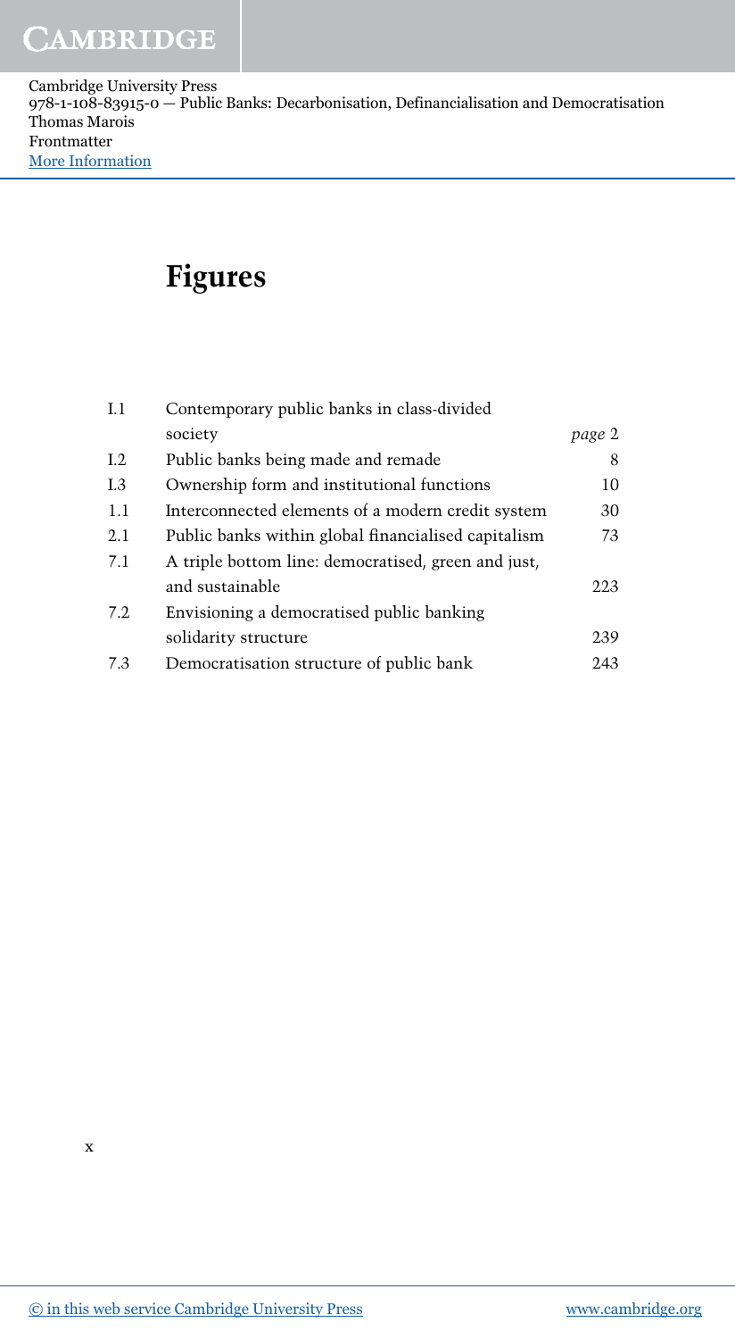# Figures

| | | |
|---|---|---|
| I.1 | Contemporary public banks in class-divided society | *page* 2 |
| I.2 | Public banks being made and remade | 8 |
| I.3 | Ownership form and institutional functions | 10 |
| 1.1 | Interconnected elements of a modern credit system | 30 |
| 2.1 | Public banks within global financialised capitalism | 73 |
| 7.1 | A triple bottom line: democratised, green and just, and sustainable | 223 |
| 7.2 | Envisioning a democratised public banking solidarity structure | 239 |
| 7.3 | Democratisation structure of public bank | 243 |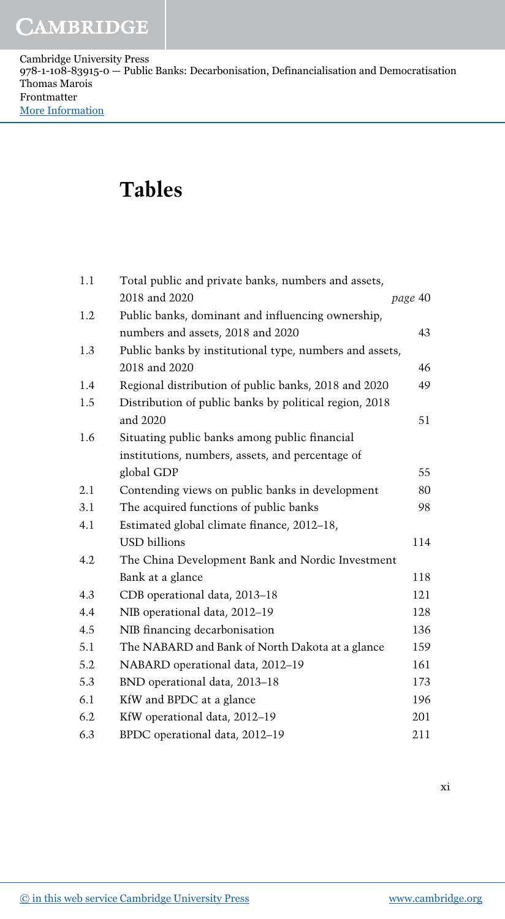# Tables

| | | |
|---|---|---|
| 1.1 | Total public and private banks, numbers and assets, 2018 and 2020 | *page* 40 |
| 1.2 | Public banks, dominant and influencing ownership, numbers and assets, 2018 and 2020 | 43 |
| 1.3 | Public banks by institutional type, numbers and assets, 2018 and 2020 | 46 |
| 1.4 | Regional distribution of public banks, 2018 and 2020 | 49 |
| 1.5 | Distribution of public banks by political region, 2018 and 2020 | 51 |
| 1.6 | Situating public banks among public financial institutions, numbers, assets, and percentage of global GDP | 55 |
| 2.1 | Contending views on public banks in development | 80 |
| 3.1 | The acquired functions of public banks | 98 |
| 4.1 | Estimated global climate finance, 2012–18, USD billions | 114 |
| 4.2 | The China Development Bank and Nordic Investment Bank at a glance | 118 |
| 4.3 | CDB operational data, 2013–18 | 121 |
| 4.4 | NIB operational data, 2012–19 | 128 |
| 4.5 | NIB financing decarbonisation | 136 |
| 5.1 | The NABARD and Bank of North Dakota at a glance | 159 |
| 5.2 | NABARD operational data, 2012–19 | 161 |
| 5.3 | BND operational data, 2013–18 | 173 |
| 6.1 | KfW and BPDC at a glance | 196 |
| 6.2 | KfW operational data, 2012–19 | 201 |
| 6.3 | BPDC operational data, 2012–19 | 211 |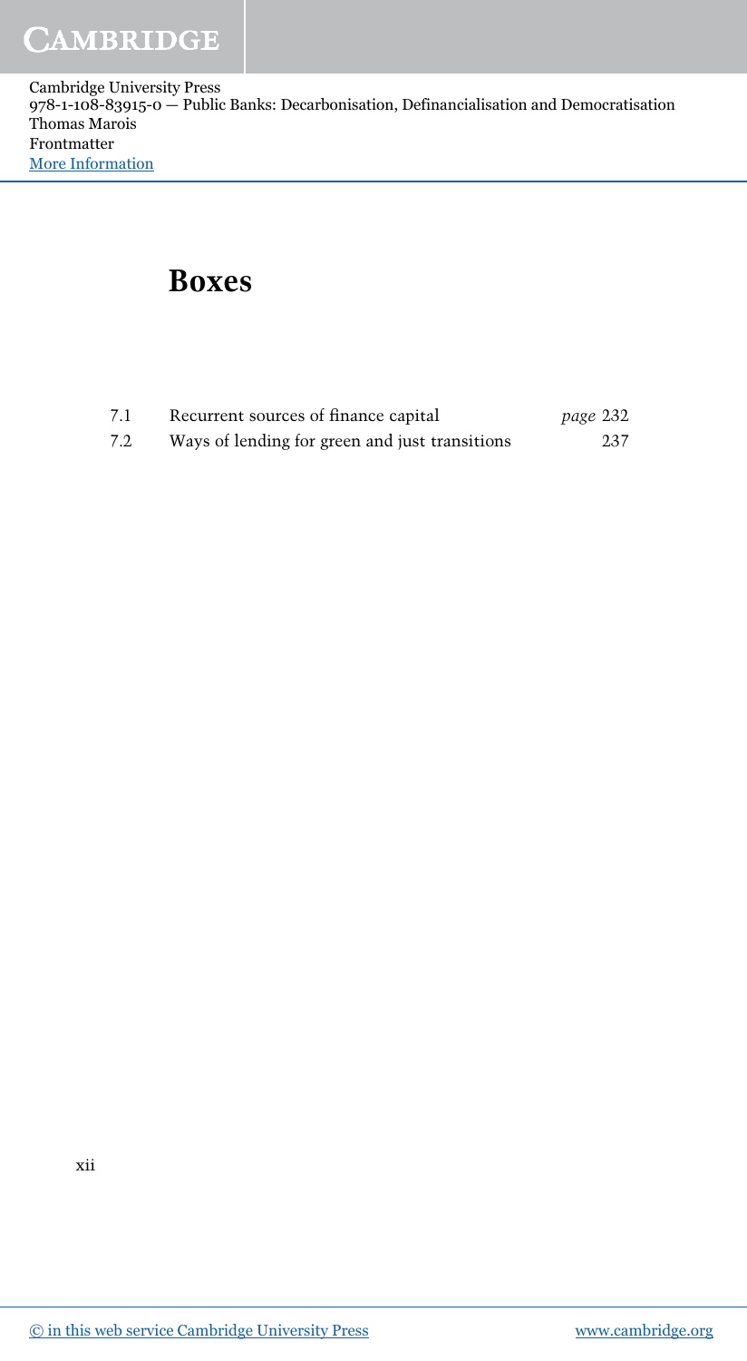# Boxes

| | | |
|---|---|---|
| 7.1 | Recurrent sources of finance capital | *page* 232 |
| 7.2 | Ways of lending for green and just transitions | 237 |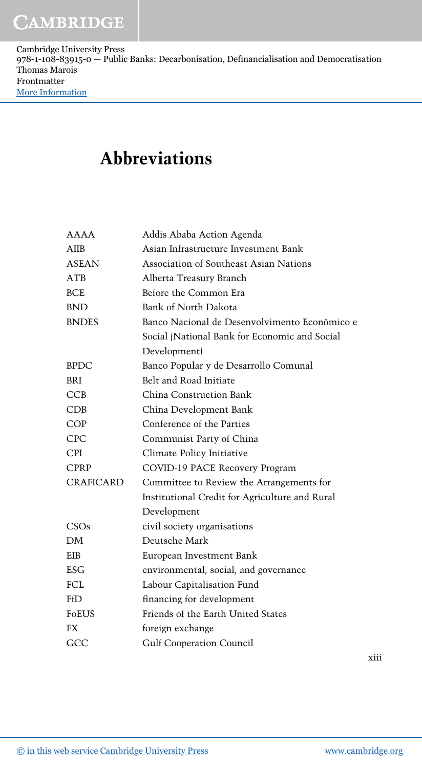# Abbreviations

| | |
|---|---|
| AAAA | Addis Ababa Action Agenda |
| AIIB | Asian Infrastructure Investment Bank |
| ASEAN | Association of Southeast Asian Nations |
| ATB | Alberta Treasury Branch |
| BCE | Before the Common Era |
| BND | Bank of North Dakota |
| BNDES | Banco Nacional de Desenvolvimento Econômico e Social (National Bank for Economic and Social Development) |
| BPDC | Banco Popular y de Desarrollo Comunal |
| BRI | Belt and Road Initiate |
| CCB | China Construction Bank |
| CDB | China Development Bank |
| COP | Conference of the Parties |
| CPC | Communist Party of China |
| CPI | Climate Policy Initiative |
| CPRP | COVID-19 PACE Recovery Program |
| CRAFICARD | Committee to Review the Arrangements for Institutional Credit for Agriculture and Rural Development |
| CSOs | civil society organisations |
| DM | Deutsche Mark |
| EIB | European Investment Bank |
| ESG | environmental, social, and governance |
| FCL | Labour Capitalisation Fund |
| FfD | financing for development |
| FoEUS | Friends of the Earth United States |
| FX | foreign exchange |
| GCC | Gulf Cooperation Council |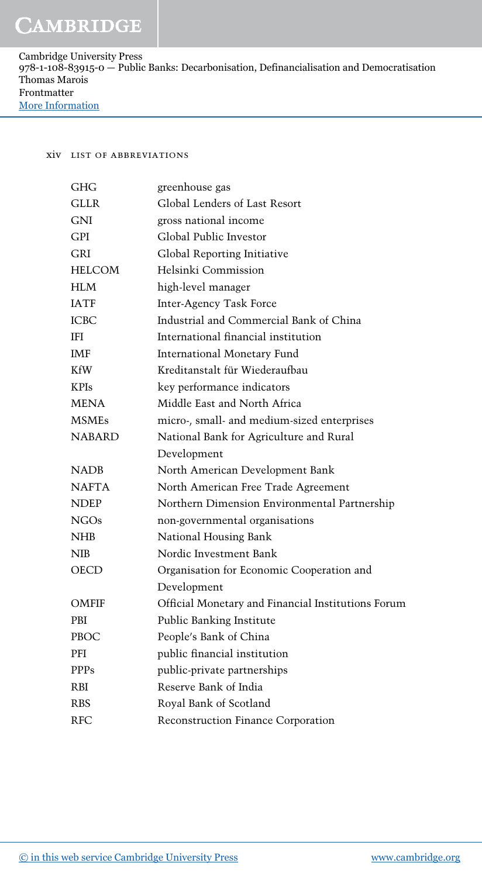| | |
|---|---|
| GHG | greenhouse gas |
| GLLR | Global Lenders of Last Resort |
| GNI | gross national income |
| GPI | Global Public Investor |
| GRI | Global Reporting Initiative |
| HELCOM | Helsinki Commission |
| HLM | high-level manager |
| IATF | Inter-Agency Task Force |
| ICBC | Industrial and Commercial Bank of China |
| IFI | International financial institution |
| IMF | International Monetary Fund |
| KfW | Kreditanstalt für Wiederaufbau |
| KPIs | key performance indicators |
| MENA | Middle East and North Africa |
| MSMEs | micro-, small- and medium-sized enterprises |
| NABARD | National Bank for Agriculture and Rural Development |
| NADB | North American Development Bank |
| NAFTA | North American Free Trade Agreement |
| NDEP | Northern Dimension Environmental Partnership |
| NGOs | non-governmental organisations |
| NHB | National Housing Bank |
| NIB | Nordic Investment Bank |
| OECD | Organisation for Economic Cooperation and Development |
| OMFIF | Official Monetary and Financial Institutions Forum |
| PBI | Public Banking Institute |
| PBOC | People's Bank of China |
| PFI | public financial institution |
| PPPs | public-private partnerships |
| RBI | Reserve Bank of India |
| RBS | Royal Bank of Scotland |
| RFC | Reconstruction Finance Corporation |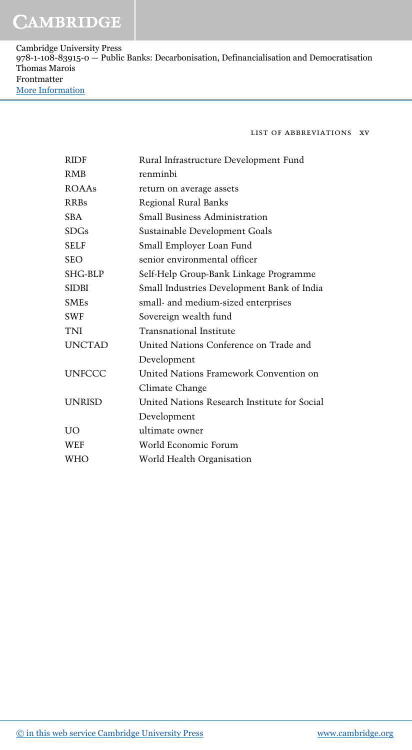| | |
|---|---|
| RIDF | Rural Infrastructure Development Fund |
| RMB | renminbi |
| ROAAs | return on average assets |
| RRBs | Regional Rural Banks |
| SBA | Small Business Administration |
| SDGs | Sustainable Development Goals |
| SELF | Small Employer Loan Fund |
| SEO | senior environmental officer |
| SHG-BLP | Self-Help Group-Bank Linkage Programme |
| SIDBI | Small Industries Development Bank of India |
| SMEs | small- and medium-sized enterprises |
| SWF | Sovereign wealth fund |
| TNI | Transnational Institute |
| UNCTAD | United Nations Conference on Trade and Development |
| UNFCCC | United Nations Framework Convention on Climate Change |
| UNRISD | United Nations Research Institute for Social Development |
| UO | ultimate owner |
| WEF | World Economic Forum |
| WHO | World Health Organisation |